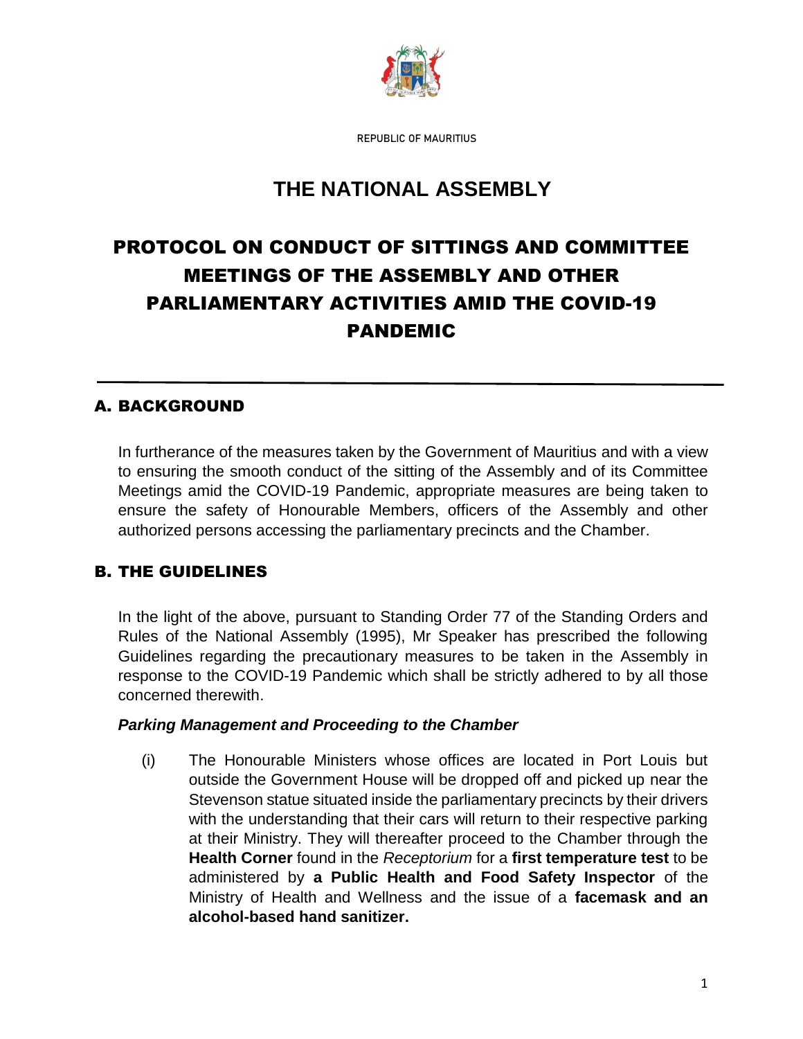REPUBLIC OF MAURITIUS

# THE NATIONAL ASSEMBLY

# PROTOCOL ON CONDUCT OF SITTINGS AND COMMITTEE MEETINGS OF THE ASSEMBLY AND OTHER PARLIAMENTARY ACTIVITIES AMID THE COVID-19 PANDEMIC

---

## A. BACKGROUND

In furtherance of the measures taken by the Government of Mauritius and with a view to ensuring the smooth conduct of the sitting of the Assembly and of its Committee Meetings amid the COVID-19 Pandemic, appropriate measures are being taken to ensure the safety of Honourable Members, officers of the Assembly and other authorized persons accessing the parliamentary precincts and the Chamber.

## B. THE GUIDELINES

In the light of the above, pursuant to Standing Order 77 of the Standing Orders and Rules of the National Assembly (1995), Mr Speaker has prescribed the following Guidelines regarding the precautionary measures to be taken in the Assembly in response to the COVID-19 Pandemic which shall be strictly adhered to by all those concerned therewith.

***Parking Management and Proceeding to the Chamber***

(i) The Honourable Ministers whose offices are located in Port Louis but outside the Government House will be dropped off and picked up near the Stevenson statue situated inside the parliamentary precincts by their drivers with the understanding that their cars will return to their respective parking at their Ministry. They will thereafter proceed to the Chamber through the **Health Corner** found in the *Receptorium* for a **first temperature test** to be administered by **a Public Health and Food Safety Inspector** of the Ministry of Health and Wellness and the issue of a **facemask and an alcohol-based hand sanitizer.**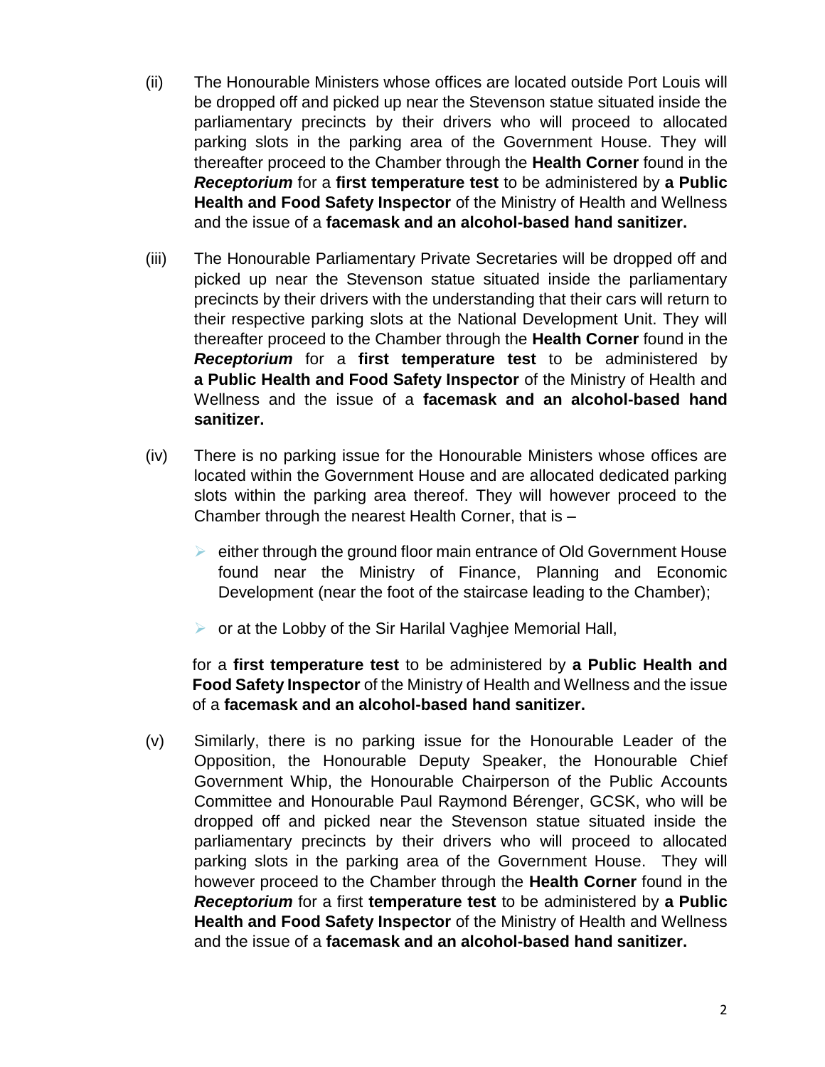(ii) The Honourable Ministers whose offices are located outside Port Louis will be dropped off and picked up near the Stevenson statue situated inside the parliamentary precincts by their drivers who will proceed to allocated parking slots in the parking area of the Government House. They will thereafter proceed to the Chamber through the **Health Corner** found in the ***Receptorium*** for a **first temperature test** to be administered by **a Public Health and Food Safety Inspector** of the Ministry of Health and Wellness and the issue of a **facemask and an alcohol-based hand sanitizer.**

(iii) The Honourable Parliamentary Private Secretaries will be dropped off and picked up near the Stevenson statue situated inside the parliamentary precincts by their drivers with the understanding that their cars will return to their respective parking slots at the National Development Unit. They will thereafter proceed to the Chamber through the **Health Corner** found in the ***Receptorium*** for a **first temperature test** to be administered by **a Public Health and Food Safety Inspector** of the Ministry of Health and Wellness and the issue of a **facemask and an alcohol-based hand sanitizer.**

(iv) There is no parking issue for the Honourable Ministers whose offices are located within the Government House and are allocated dedicated parking slots within the parking area thereof. They will however proceed to the Chamber through the nearest Health Corner, that is –

- either through the ground floor main entrance of Old Government House found near the Ministry of Finance, Planning and Economic Development (near the foot of the staircase leading to the Chamber);
- or at the Lobby of the Sir Harilal Vaghjee Memorial Hall,

for a **first temperature test** to be administered by **a Public Health and Food Safety Inspector** of the Ministry of Health and Wellness and the issue of a **facemask and an alcohol-based hand sanitizer.**

(v) Similarly, there is no parking issue for the Honourable Leader of the Opposition, the Honourable Deputy Speaker, the Honourable Chief Government Whip, the Honourable Chairperson of the Public Accounts Committee and Honourable Paul Raymond Bérenger, GCSK, who will be dropped off and picked near the Stevenson statue situated inside the parliamentary precincts by their drivers who will proceed to allocated parking slots in the parking area of the Government House. They will however proceed to the Chamber through the **Health Corner** found in the ***Receptorium*** for a first **temperature test** to be administered by **a Public Health and Food Safety Inspector** of the Ministry of Health and Wellness and the issue of a **facemask and an alcohol-based hand sanitizer.**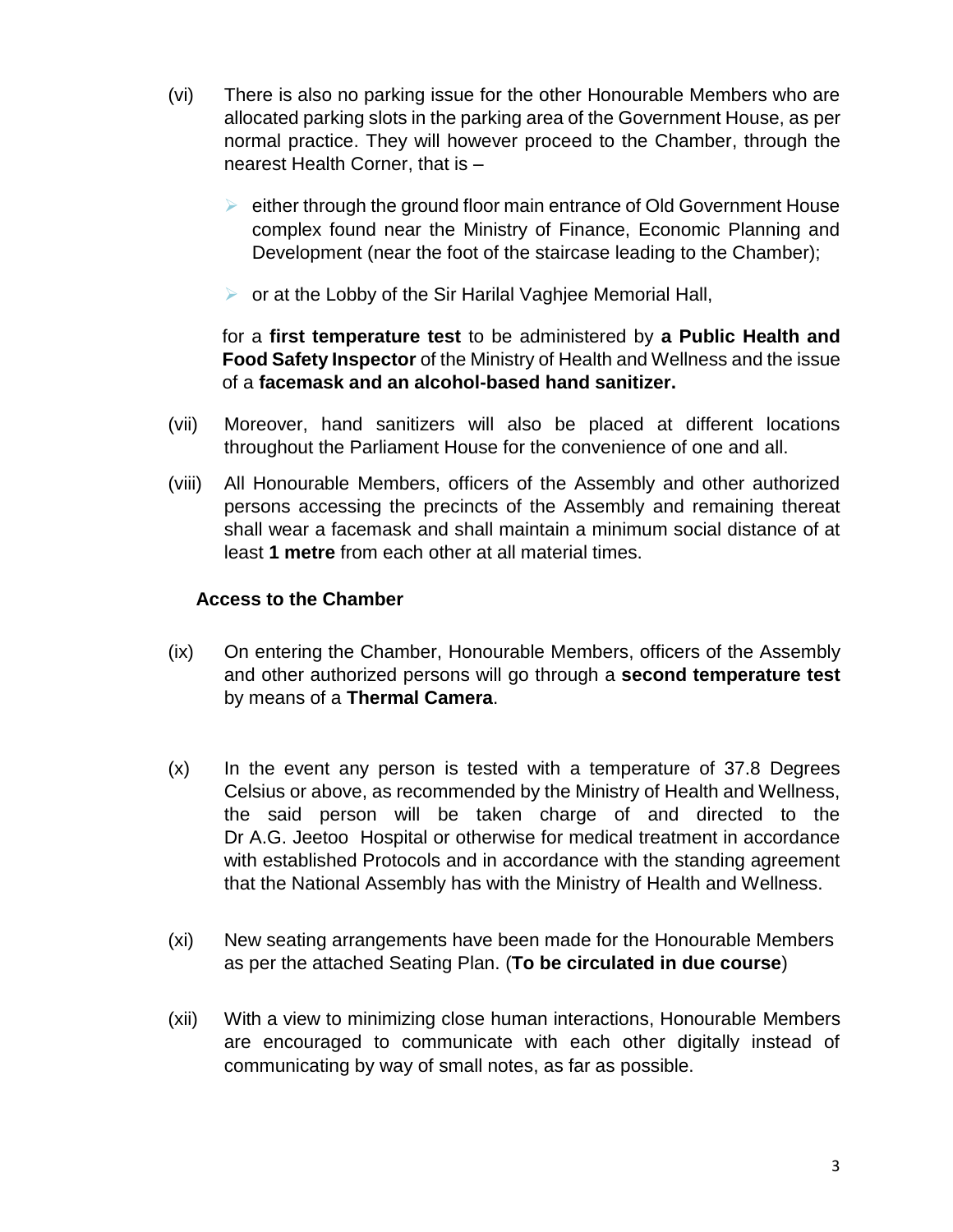(vi) There is also no parking issue for the other Honourable Members who are allocated parking slots in the parking area of the Government House, as per normal practice. They will however proceed to the Chamber, through the nearest Health Corner, that is –

- either through the ground floor main entrance of Old Government House complex found near the Ministry of Finance, Economic Planning and Development (near the foot of the staircase leading to the Chamber);
- or at the Lobby of the Sir Harilal Vaghjee Memorial Hall,

for a **first temperature test** to be administered by **a Public Health and Food Safety Inspector** of the Ministry of Health and Wellness and the issue of a **facemask and an alcohol-based hand sanitizer.**

(vii) Moreover, hand sanitizers will also be placed at different locations throughout the Parliament House for the convenience of one and all.

(viii) All Honourable Members, officers of the Assembly and other authorized persons accessing the precincts of the Assembly and remaining thereat shall wear a facemask and shall maintain a minimum social distance of at least **1 metre** from each other at all material times.

**Access to the Chamber**

(ix) On entering the Chamber, Honourable Members, officers of the Assembly and other authorized persons will go through a **second temperature test** by means of a **Thermal Camera**.

(x) In the event any person is tested with a temperature of 37.8 Degrees Celsius or above, as recommended by the Ministry of Health and Wellness, the said person will be taken charge of and directed to the Dr A.G. Jeetoo Hospital or otherwise for medical treatment in accordance with established Protocols and in accordance with the standing agreement that the National Assembly has with the Ministry of Health and Wellness.

(xi) New seating arrangements have been made for the Honourable Members as per the attached Seating Plan. (**To be circulated in due course**)

(xii) With a view to minimizing close human interactions, Honourable Members are encouraged to communicate with each other digitally instead of communicating by way of small notes, as far as possible.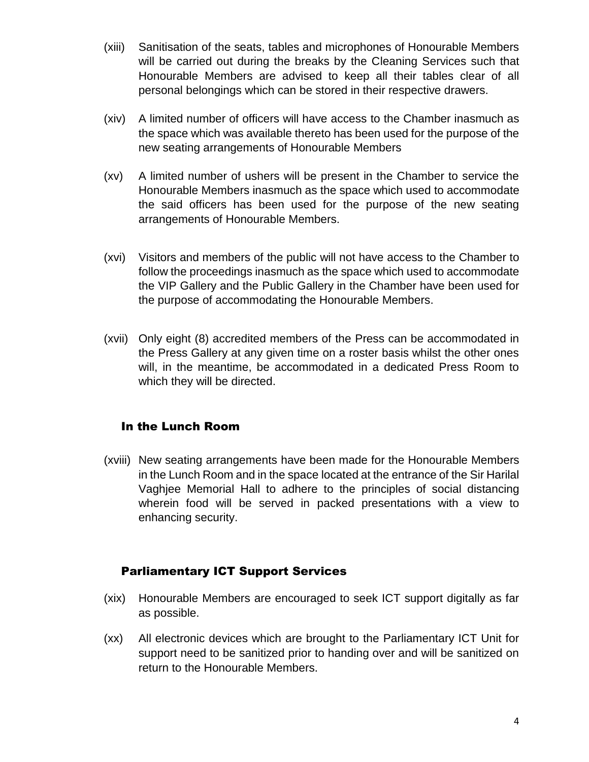(xiii) Sanitisation of the seats, tables and microphones of Honourable Members will be carried out during the breaks by the Cleaning Services such that Honourable Members are advised to keep all their tables clear of all personal belongings which can be stored in their respective drawers.

(xiv) A limited number of officers will have access to the Chamber inasmuch as the space which was available thereto has been used for the purpose of the new seating arrangements of Honourable Members

(xv) A limited number of ushers will be present in the Chamber to service the Honourable Members inasmuch as the space which used to accommodate the said officers has been used for the purpose of the new seating arrangements of Honourable Members.

(xvi) Visitors and members of the public will not have access to the Chamber to follow the proceedings inasmuch as the space which used to accommodate the VIP Gallery and the Public Gallery in the Chamber have been used for the purpose of accommodating the Honourable Members.

(xvii) Only eight (8) accredited members of the Press can be accommodated in the Press Gallery at any given time on a roster basis whilst the other ones will, in the meantime, be accommodated in a dedicated Press Room to which they will be directed.

### In the Lunch Room

(xviii) New seating arrangements have been made for the Honourable Members in the Lunch Room and in the space located at the entrance of the Sir Harilal Vaghjee Memorial Hall to adhere to the principles of social distancing wherein food will be served in packed presentations with a view to enhancing security.

### Parliamentary ICT Support Services

(xix) Honourable Members are encouraged to seek ICT support digitally as far as possible.

(xx) All electronic devices which are brought to the Parliamentary ICT Unit for support need to be sanitized prior to handing over and will be sanitized on return to the Honourable Members.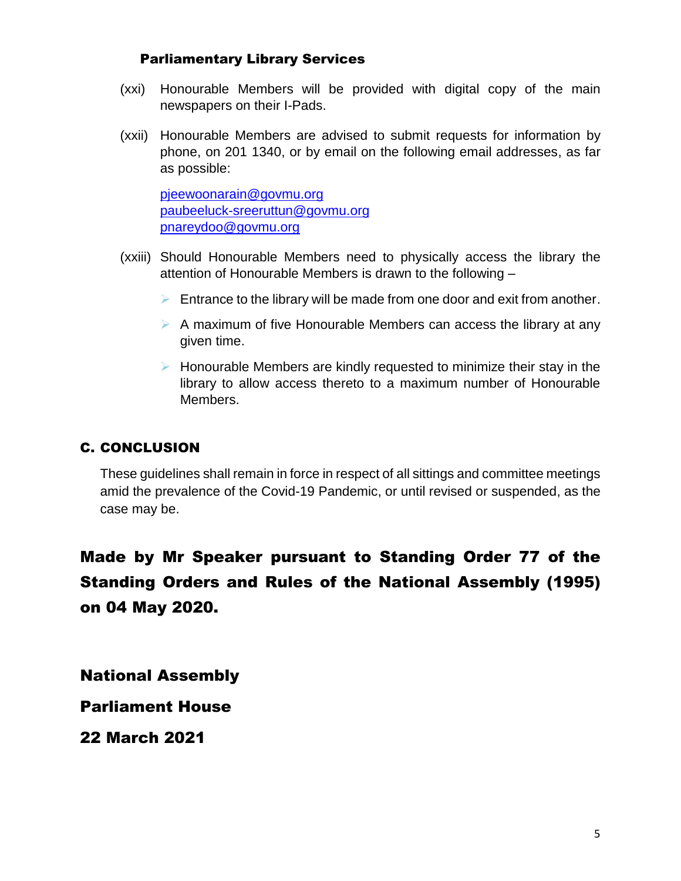### Parliamentary Library Services

(xxi) Honourable Members will be provided with digital copy of the main newspapers on their I-Pads.

(xxii) Honourable Members are advised to submit requests for information by phone, on 201 1340, or by email on the following email addresses, as far as possible:

pjeewoonarain@govmu.org
paubeeluck-sreeruttun@govmu.org
pnareydoo@govmu.org

(xxiii) Should Honourable Members need to physically access the library the attention of Honourable Members is drawn to the following –

- Entrance to the library will be made from one door and exit from another.
- A maximum of five Honourable Members can access the library at any given time.
- Honourable Members are kindly requested to minimize their stay in the library to allow access thereto to a maximum number of Honourable Members.

## C. CONCLUSION

These guidelines shall remain in force in respect of all sittings and committee meetings amid the prevalence of the Covid-19 Pandemic, or until revised or suspended, as the case may be.

**Made by Mr Speaker pursuant to Standing Order 77 of the Standing Orders and Rules of the National Assembly (1995) on 04 May 2020.**

**National Assembly**

**Parliament House**

**22 March 2021**